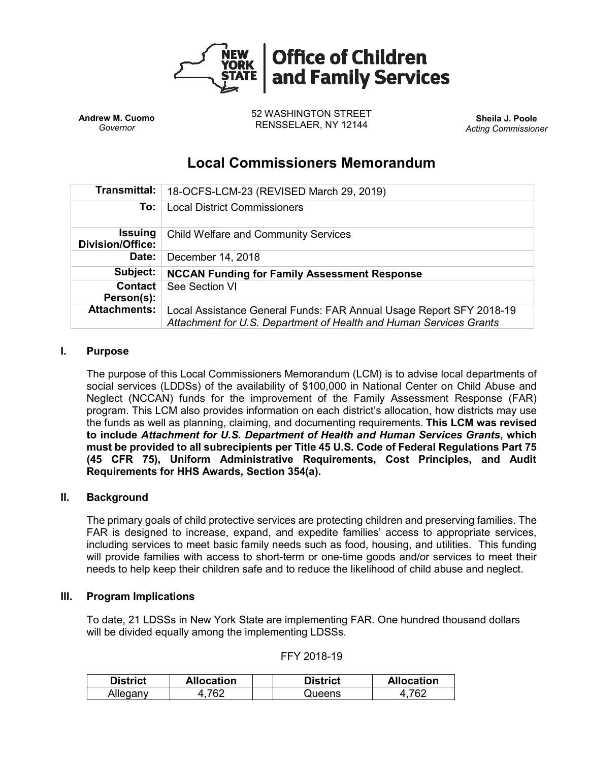**Office of Children and Family Services**

**Andrew M. Cuomo**
*Governor*

52 WASHINGTON STREET
RENSSELAER, NY 12144

**Sheila J. Poole**
*Acting Commissioner*

# Local Commissioners Memorandum

| | |
|---|---|
| **Transmittal:** | 18-OCFS-LCM-23 (REVISED March 29, 2019) |
| **To:** | Local District Commissioners |
| **Issuing Division/Office:** | Child Welfare and Community Services |
| **Date:** | December 14, 2018 |
| **Subject:** | **NCCAN Funding for Family Assessment Response** |
| **Contact Person(s):** | See Section VI |
| **Attachments:** | Local Assistance General Funds: FAR Annual Usage Report SFY 2018-19<br>*Attachment for U.S. Department of Health and Human Services Grants* |

## I. Purpose

The purpose of this Local Commissioners Memorandum (LCM) is to advise local departments of social services (LDDSs) of the availability of $100,000 in National Center on Child Abuse and Neglect (NCCAN) funds for the improvement of the Family Assessment Response (FAR) program. This LCM also provides information on each district's allocation, how districts may use the funds as well as planning, claiming, and documenting requirements. **This LCM was revised to include *Attachment for U.S. Department of Health and Human Services Grants*, which must be provided to all subrecipients per Title 45 U.S. Code of Federal Regulations Part 75 (45 CFR 75), Uniform Administrative Requirements, Cost Principles, and Audit Requirements for HHS Awards, Section 354(a).**

## II. Background

The primary goals of child protective services are protecting children and preserving families. The FAR is designed to increase, expand, and expedite families' access to appropriate services, including services to meet basic family needs such as food, housing, and utilities. This funding will provide families with access to short-term or one-time goods and/or services to meet their needs to help keep their children safe and to reduce the likelihood of child abuse and neglect.

## III. Program Implications

To date, 21 LDSSs in New York State are implementing FAR. One hundred thousand dollars will be divided equally among the implementing LDSSs.

FFY 2018-19

| District | Allocation | | District | Allocation |
|---|---|---|---|---|
| Allegany | 4,762 | | Queens | 4,762 |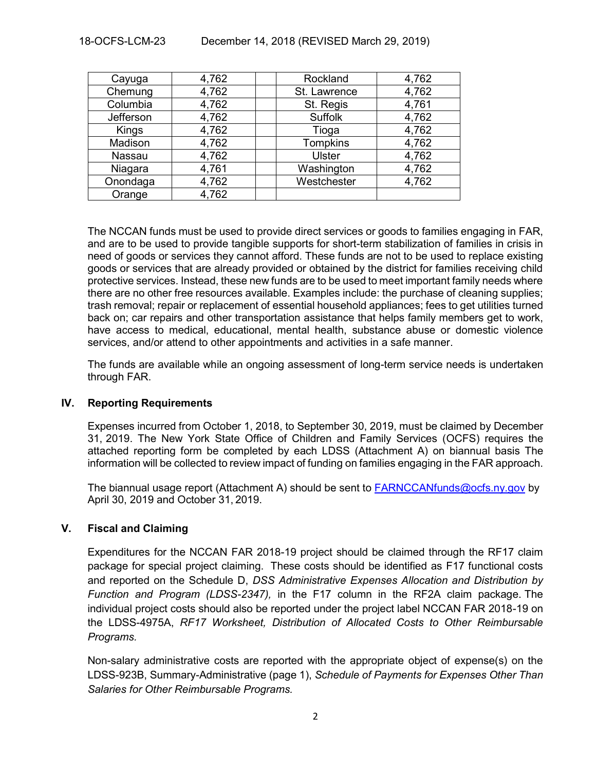| Cayuga | 4,762 | | Rockland | 4,762 |
|---|---|---|---|---|
| Chemung | 4,762 | | St. Lawrence | 4,762 |
| Columbia | 4,762 | | St. Regis | 4,761 |
| Jefferson | 4,762 | | Suffolk | 4,762 |
| Kings | 4,762 | | Tioga | 4,762 |
| Madison | 4,762 | | Tompkins | 4,762 |
| Nassau | 4,762 | | Ulster | 4,762 |
| Niagara | 4,761 | | Washington | 4,762 |
| Onondaga | 4,762 | | Westchester | 4,762 |
| Orange | 4,762 | | | |

The NCCAN funds must be used to provide direct services or goods to families engaging in FAR, and are to be used to provide tangible supports for short-term stabilization of families in crisis in need of goods or services they cannot afford. These funds are not to be used to replace existing goods or services that are already provided or obtained by the district for families receiving child protective services. Instead, these new funds are to be used to meet important family needs where there are no other free resources available. Examples include: the purchase of cleaning supplies; trash removal; repair or replacement of essential household appliances; fees to get utilities turned back on; car repairs and other transportation assistance that helps family members get to work, have access to medical, educational, mental health, substance abuse or domestic violence services, and/or attend to other appointments and activities in a safe manner.

The funds are available while an ongoing assessment of long-term service needs is undertaken through FAR.

## IV. Reporting Requirements

Expenses incurred from October 1, 2018, to September 30, 2019, must be claimed by December 31, 2019. The New York State Office of Children and Family Services (OCFS) requires the attached reporting form be completed by each LDSS (Attachment A) on biannual basis The information will be collected to review impact of funding on families engaging in the FAR approach.

The biannual usage report (Attachment A) should be sent to FARNCCANfunds@ocfs.ny.gov by April 30, 2019 and October 31, 2019.

## V. Fiscal and Claiming

Expenditures for the NCCAN FAR 2018-19 project should be claimed through the RF17 claim package for special project claiming. These costs should be identified as F17 functional costs and reported on the Schedule D, *DSS Administrative Expenses Allocation and Distribution by Function and Program (LDSS-2347),* in the F17 column in the RF2A claim package. The individual project costs should also be reported under the project label NCCAN FAR 2018-19 on the LDSS-4975A, *RF17 Worksheet, Distribution of Allocated Costs to Other Reimbursable Programs.*

Non-salary administrative costs are reported with the appropriate object of expense(s) on the LDSS-923B, Summary-Administrative (page 1), *Schedule of Payments for Expenses Other Than Salaries for Other Reimbursable Programs.*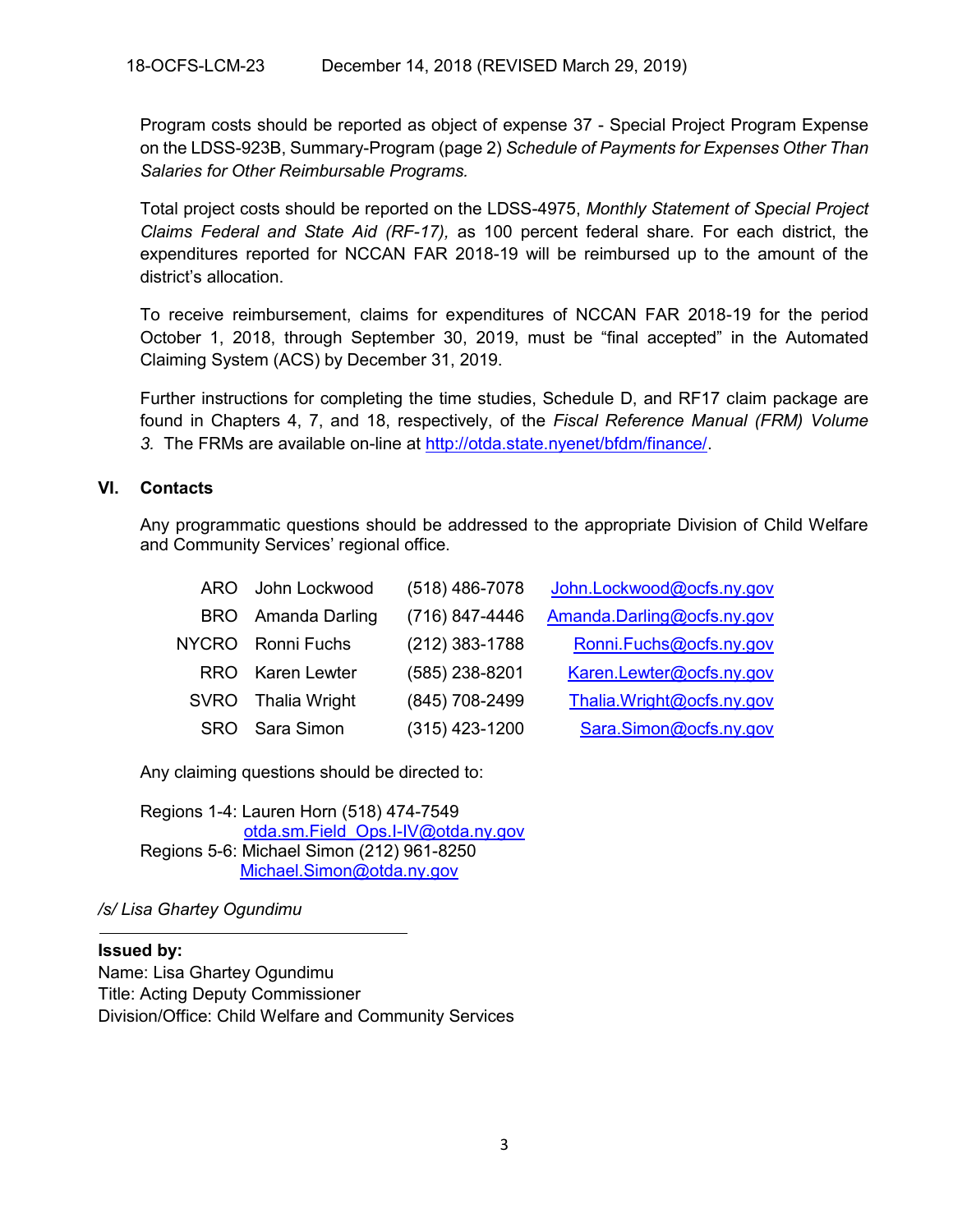Program costs should be reported as object of expense 37 - Special Project Program Expense on the LDSS-923B, Summary-Program (page 2) *Schedule of Payments for Expenses Other Than Salaries for Other Reimbursable Programs.*

Total project costs should be reported on the LDSS-4975, *Monthly Statement of Special Project Claims Federal and State Aid (RF-17),* as 100 percent federal share. For each district, the expenditures reported for NCCAN FAR 2018-19 will be reimbursed up to the amount of the district's allocation.

To receive reimbursement, claims for expenditures of NCCAN FAR 2018-19 for the period October 1, 2018, through September 30, 2019, must be "final accepted" in the Automated Claiming System (ACS) by December 31, 2019.

Further instructions for completing the time studies, Schedule D, and RF17 claim package are found in Chapters 4, 7, and 18, respectively, of the *Fiscal Reference Manual (FRM) Volume 3.* The FRMs are available on-line at [http://otda.state.nyenet/bfdm/finance/](http://otda.state.nyenet/bfdm/finance/).

## VI. Contacts

Any programmatic questions should be addressed to the appropriate Division of Child Welfare and Community Services' regional office.

| | | | |
|---|---|---|---|
| ARO | John Lockwood | (518) 486-7078 | John.Lockwood@ocfs.ny.gov |
| BRO | Amanda Darling | (716) 847-4446 | Amanda.Darling@ocfs.ny.gov |
| NYCRO | Ronni Fuchs | (212) 383-1788 | Ronni.Fuchs@ocfs.ny.gov |
| RRO | Karen Lewter | (585) 238-8201 | Karen.Lewter@ocfs.ny.gov |
| SVRO | Thalia Wright | (845) 708-2499 | Thalia.Wright@ocfs.ny.gov |
| SRO | Sara Simon | (315) 423-1200 | Sara.Simon@ocfs.ny.gov |

Any claiming questions should be directed to:

Regions 1-4: Lauren Horn (518) 474-7549
otda.sm.Field_Ops.I-IV@otda.ny.gov
Regions 5-6: Michael Simon (212) 961-8250
Michael.Simon@otda.ny.gov

*/s/ Lisa Ghartey Ogundimu*

---

**Issued by:**
Name: Lisa Ghartey Ogundimu
Title: Acting Deputy Commissioner
Division/Office: Child Welfare and Community Services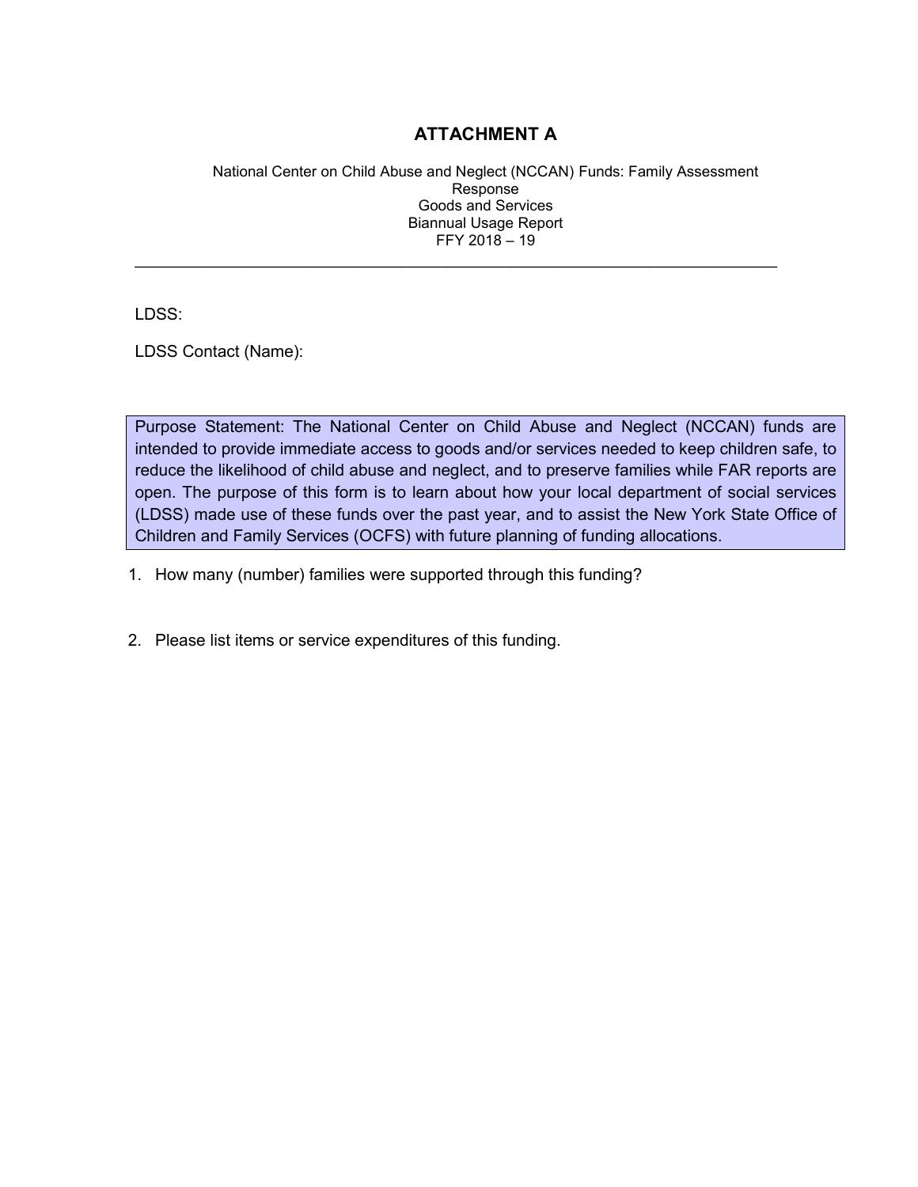# ATTACHMENT A

National Center on Child Abuse and Neglect (NCCAN) Funds: Family Assessment Response
Goods and Services
Biannual Usage Report
FFY 2018 – 19

---

LDSS:

LDSS Contact (Name):

> Purpose Statement: The National Center on Child Abuse and Neglect (NCCAN) funds are intended to provide immediate access to goods and/or services needed to keep children safe, to reduce the likelihood of child abuse and neglect, and to preserve families while FAR reports are open. The purpose of this form is to learn about how your local department of social services (LDSS) made use of these funds over the past year, and to assist the New York State Office of Children and Family Services (OCFS) with future planning of funding allocations.

1. How many (number) families were supported through this funding?

2. Please list items or service expenditures of this funding.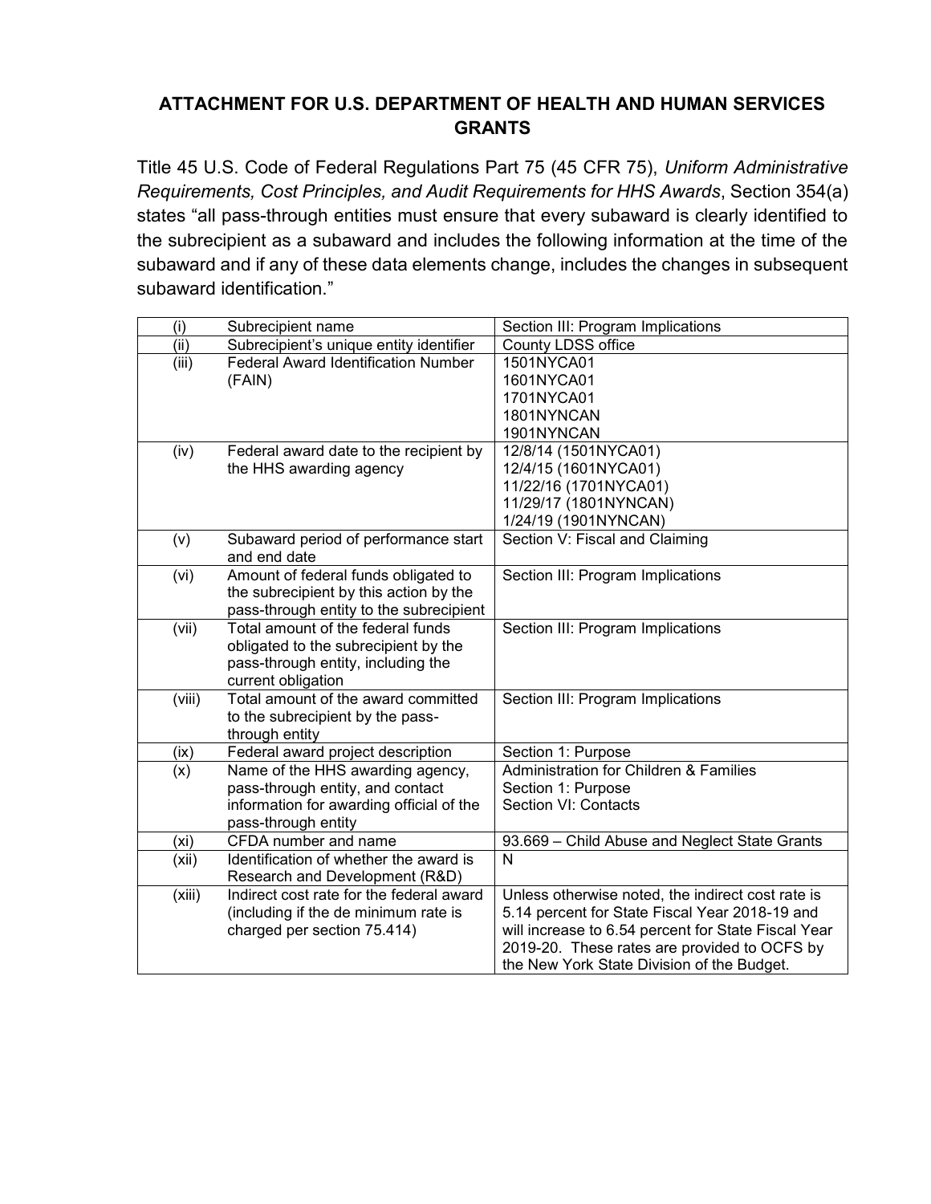## ATTACHMENT FOR U.S. DEPARTMENT OF HEALTH AND HUMAN SERVICES GRANTS

Title 45 U.S. Code of Federal Regulations Part 75 (45 CFR 75), *Uniform Administrative Requirements, Cost Principles, and Audit Requirements for HHS Awards*, Section 354(a) states "all pass-through entities must ensure that every subaward is clearly identified to the subrecipient as a subaward and includes the following information at the time of the subaward and if any of these data elements change, includes the changes in subsequent subaward identification."

| | | |
|---|---|---|
| (i) | Subrecipient name | Section III: Program Implications |
| (ii) | Subrecipient's unique entity identifier | County LDSS office |
| (iii) | Federal Award Identification Number (FAIN) | 1501NYCA01<br>1601NYCA01<br>1701NYCA01<br>1801NYNCAN<br>1901NYNCAN |
| (iv) | Federal award date to the recipient by the HHS awarding agency | 12/8/14 (1501NYCA01)<br>12/4/15 (1601NYCA01)<br>11/22/16 (1701NYCA01)<br>11/29/17 (1801NYNCAN)<br>1/24/19 (1901NYNCAN) |
| (v) | Subaward period of performance start and end date | Section V: Fiscal and Claiming |
| (vi) | Amount of federal funds obligated to the subrecipient by this action by the pass-through entity to the subrecipient | Section III: Program Implications |
| (vii) | Total amount of the federal funds obligated to the subrecipient by the pass-through entity, including the current obligation | Section III: Program Implications |
| (viii) | Total amount of the award committed to the subrecipient by the pass-through entity | Section III: Program Implications |
| (ix) | Federal award project description | Section 1: Purpose |
| (x) | Name of the HHS awarding agency, pass-through entity, and contact information for awarding official of the pass-through entity | Administration for Children & Families<br>Section 1: Purpose<br>Section VI: Contacts |
| (xi) | CFDA number and name | 93.669 – Child Abuse and Neglect State Grants |
| (xii) | Identification of whether the award is Research and Development (R&D) | N |
| (xiii) | Indirect cost rate for the federal award (including if the de minimum rate is charged per section 75.414) | Unless otherwise noted, the indirect cost rate is 5.14 percent for State Fiscal Year 2018-19 and will increase to 6.54 percent for State Fiscal Year 2019-20. These rates are provided to OCFS by the New York State Division of the Budget. |